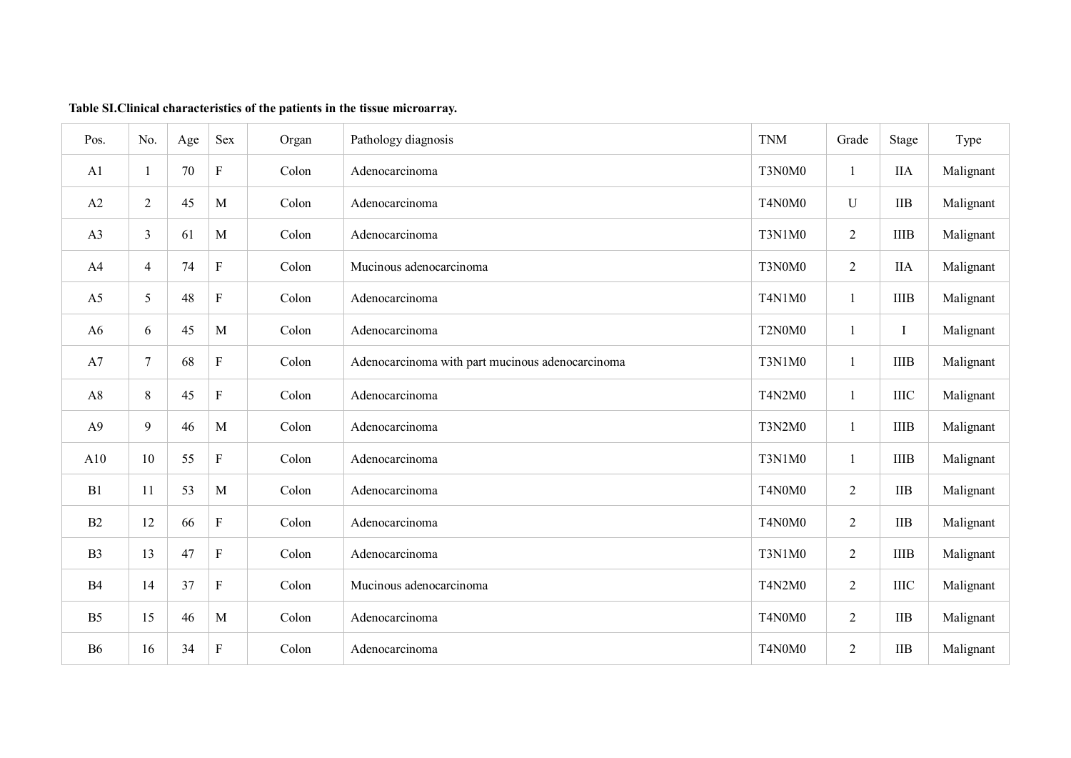**Table SI.Clinical characteristics of the patients in the tissue microarray.**

| Pos. | No. | Age | Sex | Organ | Pathology diagnosis | TNM | Grade | Stage | Type |
|---|---|---|---|---|---|---|---|---|---|
| A1 | 1 | 70 | F | Colon | Adenocarcinoma | T3N0M0 | 1 | IIA | Malignant |
| A2 | 2 | 45 | M | Colon | Adenocarcinoma | T4N0M0 | U | IIB | Malignant |
| A3 | 3 | 61 | M | Colon | Adenocarcinoma | T3N1M0 | 2 | IIIB | Malignant |
| A4 | 4 | 74 | F | Colon | Mucinous adenocarcinoma | T3N0M0 | 2 | IIA | Malignant |
| A5 | 5 | 48 | F | Colon | Adenocarcinoma | T4N1M0 | 1 | IIIB | Malignant |
| A6 | 6 | 45 | M | Colon | Adenocarcinoma | T2N0M0 | 1 | I | Malignant |
| A7 | 7 | 68 | F | Colon | Adenocarcinoma with part mucinous adenocarcinoma | T3N1M0 | 1 | IIIB | Malignant |
| A8 | 8 | 45 | F | Colon | Adenocarcinoma | T4N2M0 | 1 | IIIC | Malignant |
| A9 | 9 | 46 | M | Colon | Adenocarcinoma | T3N2M0 | 1 | IIIB | Malignant |
| A10 | 10 | 55 | F | Colon | Adenocarcinoma | T3N1M0 | 1 | IIIB | Malignant |
| B1 | 11 | 53 | M | Colon | Adenocarcinoma | T4N0M0 | 2 | IIB | Malignant |
| B2 | 12 | 66 | F | Colon | Adenocarcinoma | T4N0M0 | 2 | IIB | Malignant |
| B3 | 13 | 47 | F | Colon | Adenocarcinoma | T3N1M0 | 2 | IIIB | Malignant |
| B4 | 14 | 37 | F | Colon | Mucinous adenocarcinoma | T4N2M0 | 2 | IIIC | Malignant |
| B5 | 15 | 46 | M | Colon | Adenocarcinoma | T4N0M0 | 2 | IIB | Malignant |
| B6 | 16 | 34 | F | Colon | Adenocarcinoma | T4N0M0 | 2 | IIB | Malignant |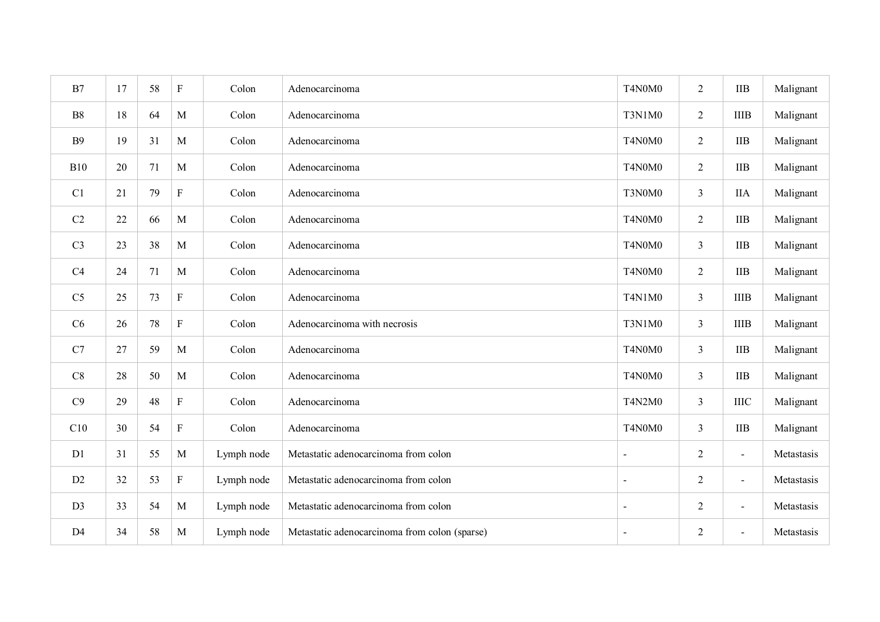| | | | | | | | | | |
|---|---|---|---|---|---|---|---|---|---|
| B7 | 17 | 58 | F | Colon | Adenocarcinoma | T4N0M0 | 2 | IIB | Malignant |
| B8 | 18 | 64 | M | Colon | Adenocarcinoma | T3N1M0 | 2 | IIIB | Malignant |
| B9 | 19 | 31 | M | Colon | Adenocarcinoma | T4N0M0 | 2 | IIB | Malignant |
| B10 | 20 | 71 | M | Colon | Adenocarcinoma | T4N0M0 | 2 | IIB | Malignant |
| C1 | 21 | 79 | F | Colon | Adenocarcinoma | T3N0M0 | 3 | IIA | Malignant |
| C2 | 22 | 66 | M | Colon | Adenocarcinoma | T4N0M0 | 2 | IIB | Malignant |
| C3 | 23 | 38 | M | Colon | Adenocarcinoma | T4N0M0 | 3 | IIB | Malignant |
| C4 | 24 | 71 | M | Colon | Adenocarcinoma | T4N0M0 | 2 | IIB | Malignant |
| C5 | 25 | 73 | F | Colon | Adenocarcinoma | T4N1M0 | 3 | IIIB | Malignant |
| C6 | 26 | 78 | F | Colon | Adenocarcinoma with necrosis | T3N1M0 | 3 | IIIB | Malignant |
| C7 | 27 | 59 | M | Colon | Adenocarcinoma | T4N0M0 | 3 | IIB | Malignant |
| C8 | 28 | 50 | M | Colon | Adenocarcinoma | T4N0M0 | 3 | IIB | Malignant |
| C9 | 29 | 48 | F | Colon | Adenocarcinoma | T4N2M0 | 3 | IIIC | Malignant |
| C10 | 30 | 54 | F | Colon | Adenocarcinoma | T4N0M0 | 3 | IIB | Malignant |
| D1 | 31 | 55 | M | Lymph node | Metastatic adenocarcinoma from colon | - | 2 | - | Metastasis |
| D2 | 32 | 53 | F | Lymph node | Metastatic adenocarcinoma from colon | - | 2 | - | Metastasis |
| D3 | 33 | 54 | M | Lymph node | Metastatic adenocarcinoma from colon | - | 2 | - | Metastasis |
| D4 | 34 | 58 | M | Lymph node | Metastatic adenocarcinoma from colon (sparse) | - | 2 | - | Metastasis |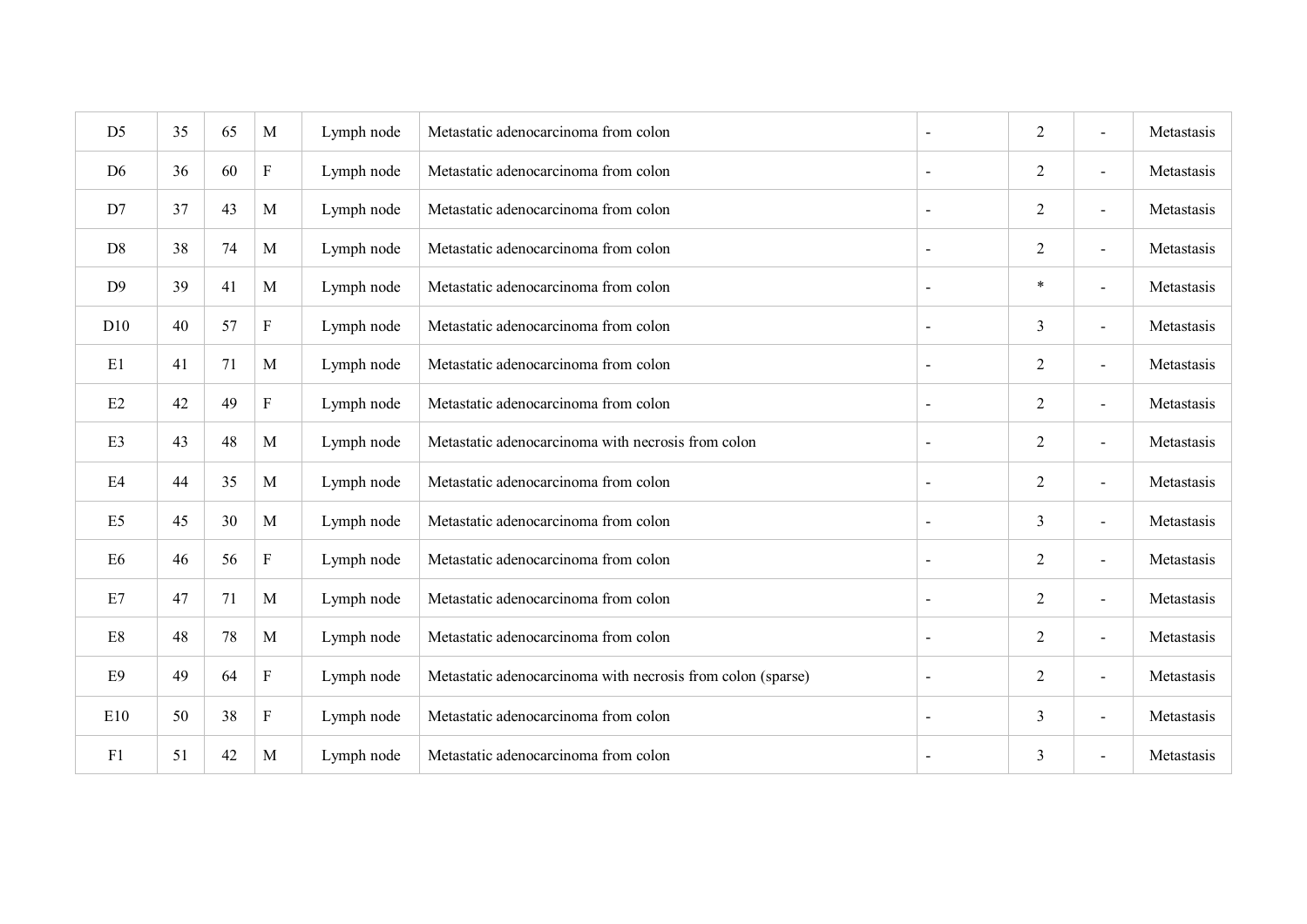| | | | | | | | | | |
|---|---|---|---|---|---|---|---|---|---|
| D5 | 35 | 65 | M | Lymph node | Metastatic adenocarcinoma from colon | - | 2 | - | Metastasis |
| D6 | 36 | 60 | F | Lymph node | Metastatic adenocarcinoma from colon | - | 2 | - | Metastasis |
| D7 | 37 | 43 | M | Lymph node | Metastatic adenocarcinoma from colon | - | 2 | - | Metastasis |
| D8 | 38 | 74 | M | Lymph node | Metastatic adenocarcinoma from colon | - | 2 | - | Metastasis |
| D9 | 39 | 41 | M | Lymph node | Metastatic adenocarcinoma from colon | - | * | - | Metastasis |
| D10 | 40 | 57 | F | Lymph node | Metastatic adenocarcinoma from colon | - | 3 | - | Metastasis |
| E1 | 41 | 71 | M | Lymph node | Metastatic adenocarcinoma from colon | - | 2 | - | Metastasis |
| E2 | 42 | 49 | F | Lymph node | Metastatic adenocarcinoma from colon | - | 2 | - | Metastasis |
| E3 | 43 | 48 | M | Lymph node | Metastatic adenocarcinoma with necrosis from colon | - | 2 | - | Metastasis |
| E4 | 44 | 35 | M | Lymph node | Metastatic adenocarcinoma from colon | - | 2 | - | Metastasis |
| E5 | 45 | 30 | M | Lymph node | Metastatic adenocarcinoma from colon | - | 3 | - | Metastasis |
| E6 | 46 | 56 | F | Lymph node | Metastatic adenocarcinoma from colon | - | 2 | - | Metastasis |
| E7 | 47 | 71 | M | Lymph node | Metastatic adenocarcinoma from colon | - | 2 | - | Metastasis |
| E8 | 48 | 78 | M | Lymph node | Metastatic adenocarcinoma from colon | - | 2 | - | Metastasis |
| E9 | 49 | 64 | F | Lymph node | Metastatic adenocarcinoma with necrosis from colon (sparse) | - | 2 | - | Metastasis |
| E10 | 50 | 38 | F | Lymph node | Metastatic adenocarcinoma from colon | - | 3 | - | Metastasis |
| F1 | 51 | 42 | M | Lymph node | Metastatic adenocarcinoma from colon | - | 3 | - | Metastasis |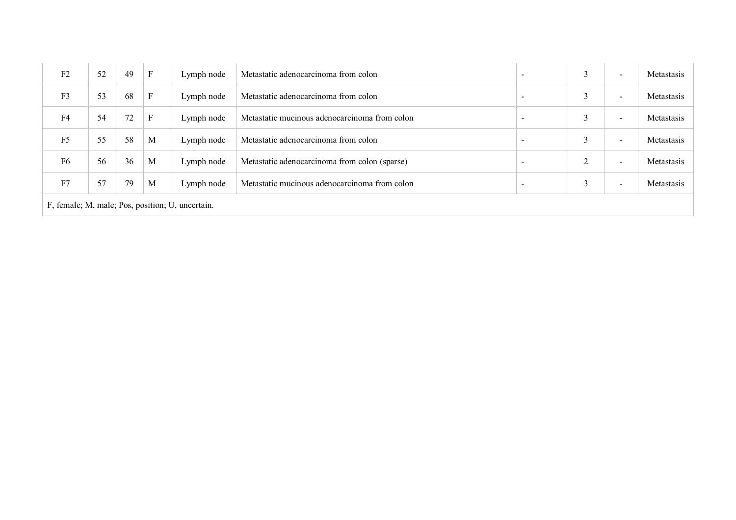| | | | | | | | | | |
|---|---|---|---|---|---|---|---|---|---|
| F2 | 52 | 49 | F | Lymph node | Metastatic adenocarcinoma from colon | - | 3 | - | Metastasis |
| F3 | 53 | 68 | F | Lymph node | Metastatic adenocarcinoma from colon | - | 3 | - | Metastasis |
| F4 | 54 | 72 | F | Lymph node | Metastatic mucinous adenocarcinoma from colon | - | 3 | - | Metastasis |
| F5 | 55 | 58 | M | Lymph node | Metastatic adenocarcinoma from colon | - | 3 | - | Metastasis |
| F6 | 56 | 36 | M | Lymph node | Metastatic adenocarcinoma from colon (sparse) | - | 2 | - | Metastasis |
| F7 | 57 | 79 | M | Lymph node | Metastatic mucinous adenocarcinoma from colon | - | 3 | - | Metastasis |

F, female; M, male; Pos, position; U, uncertain.